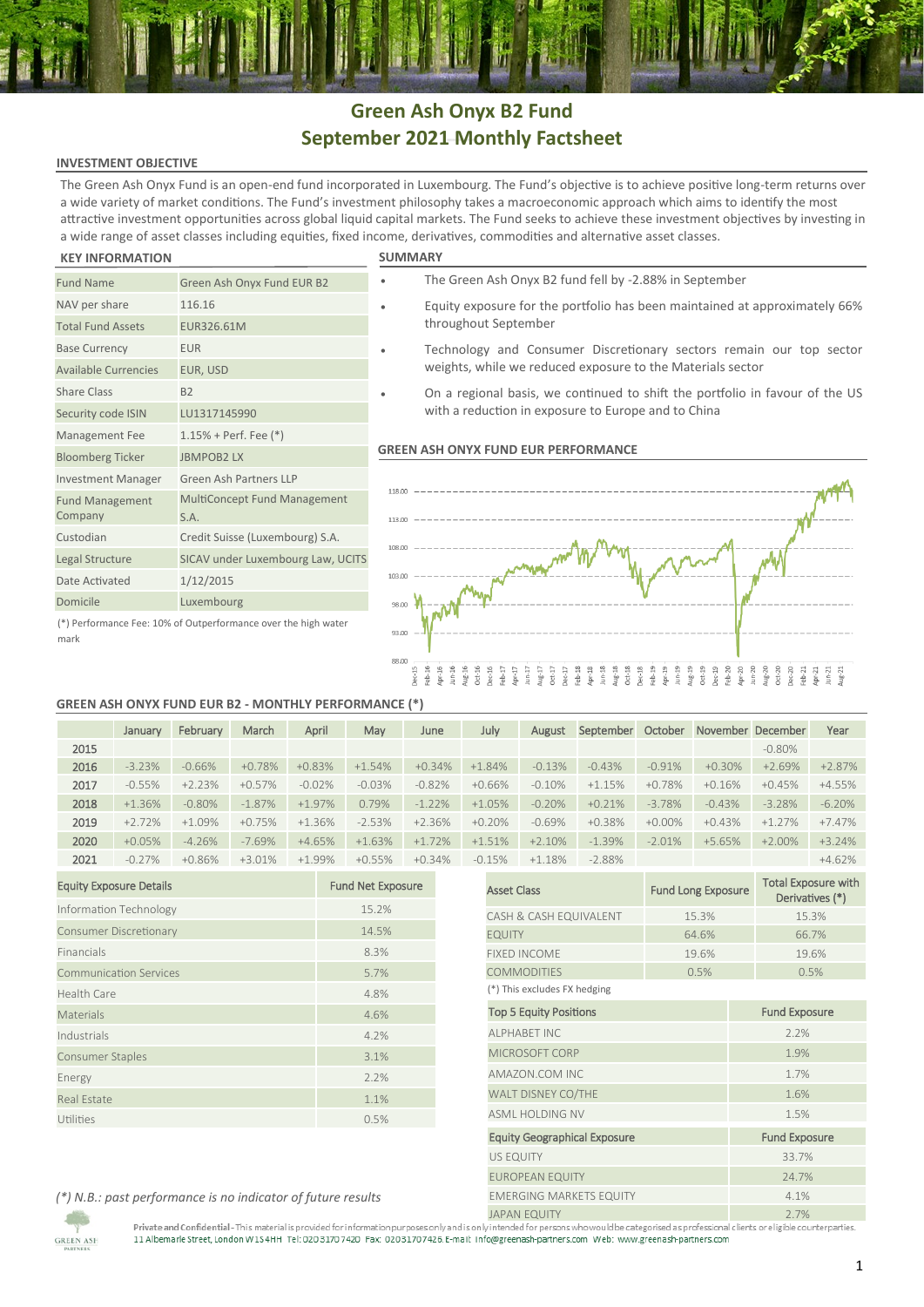# Green Ash Onyx B2 Fund
# September 2021 Monthly Factsheet

## INVESTMENT OBJECTIVE

The Green Ash Onyx Fund is an open-end fund incorporated in Luxembourg. The Fund's objective is to achieve positive long-term returns over a wide variety of market conditions. The Fund's investment philosophy takes a macroeconomic approach which aims to identify the most attractive investment opportunities across global liquid capital markets. The Fund seeks to achieve these investment objectives by investing in a wide range of asset classes including equities, fixed income, derivatives, commodities and alternative asset classes.

## KEY INFORMATION

| | |
|---|---|
| Fund Name | Green Ash Onyx Fund EUR B2 |
| NAV per share | 116.16 |
| Total Fund Assets | EUR326.61M |
| Base Currency | EUR |
| Available Currencies | EUR, USD |
| Share Class | B2 |
| Security code ISIN | LU1317145990 |
| Management Fee | 1.15% + Perf. Fee (*) |
| Bloomberg Ticker | JBMPOB2 LX |
| Investment Manager | Green Ash Partners LLP |
| Fund Management Company | MultiConcept Fund Management S.A. |
| Custodian | Credit Suisse (Luxembourg) S.A. |
| Legal Structure | SICAV under Luxembourg Law, UCITS |
| Date Activated | 1/12/2015 |
| Domicile | Luxembourg |

(*) Performance Fee: 10% of Outperformance over the high water mark

## SUMMARY

- The Green Ash Onyx B2 fund fell by -2.88% in September
- Equity exposure for the portfolio has been maintained at approximately 66% throughout September
- Technology and Consumer Discretionary sectors remain our top sector weights, while we reduced exposure to the Materials sector
- On a regional basis, we continued to shift the portfolio in favour of the US with a reduction in exposure to Europe and to China

## GREEN ASH ONYX FUND EUR PERFORMANCE

## GREEN ASH ONYX FUND EUR B2 - MONTHLY PERFORMANCE (*)

| | January | February | March | April | May | June | July | August | September | October | November | December | Year |
|---|---|---|---|---|---|---|---|---|---|---|---|---|---|
| 2015 | | | | | | | | | | | | -0.80% | |
| 2016 | -3.23% | -0.66% | +0.78% | +0.83% | +1.54% | +0.34% | +1.84% | -0.13% | -0.43% | -0.91% | +0.30% | +2.69% | +2.87% |
| 2017 | -0.55% | +2.23% | +0.57% | -0.02% | -0.03% | -0.82% | +0.66% | -0.10% | +1.15% | +0.78% | +0.16% | +0.45% | +4.55% |
| 2018 | +1.36% | -0.80% | -1.87% | +1.97% | 0.79% | -1.22% | +1.05% | -0.20% | +0.21% | -3.78% | -0.43% | -3.28% | -6.20% |
| 2019 | +2.72% | +1.09% | +0.75% | +1.36% | -2.53% | +2.36% | +0.20% | -0.69% | +0.38% | +0.00% | +0.43% | +1.27% | +7.47% |
| 2020 | +0.05% | -4.26% | -7.69% | +4.65% | +1.63% | +1.72% | +1.51% | +2.10% | -1.39% | -2.01% | +5.65% | +2.00% | +3.24% |
| 2021 | -0.27% | +0.86% | +3.01% | +1.99% | +0.55% | +0.34% | -0.15% | +1.18% | -2.88% | | | | +4.62% |

| Equity Exposure Details | Fund Net Exposure |
|---|---|
| Information Technology | 15.2% |
| Consumer Discretionary | 14.5% |
| Financials | 8.3% |
| Communication Services | 5.7% |
| Health Care | 4.8% |
| Materials | 4.6% |
| Industrials | 4.2% |
| Consumer Staples | 3.1% |
| Energy | 2.2% |
| Real Estate | 1.1% |
| Utilities | 0.5% |

| Asset Class | Fund Long Exposure | Total Exposure with Derivatives (*) |
|---|---|---|
| CASH & CASH EQUIVALENT | 15.3% | 15.3% |
| EQUITY | 64.6% | 66.7% |
| FIXED INCOME | 19.6% | 19.6% |
| COMMODITIES | 0.5% | 0.5% |

(*) This excludes FX hedging

| Top 5 Equity Positions | Fund Exposure |
|---|---|
| ALPHABET INC | 2.2% |
| MICROSOFT CORP | 1.9% |
| AMAZON.COM INC | 1.7% |
| WALT DISNEY CO/THE | 1.6% |
| ASML HOLDING NV | 1.5% |

| Equity Geographical Exposure | Fund Exposure |
|---|---|
| US EQUITY | 33.7% |
| EUROPEAN EQUITY | 24.7% |
| EMERGING MARKETS EQUITY | 4.1% |
| JAPAN EQUITY | 2.7% |

*(*) N.B.: past performance is no indicator of future results*

**Private and Confidential** - This material is provided for information purposes only and is only intended for persons who would be categorised as professional clients or eligible counterparties.
11 Albemarle Street, London W1S 4HH Tel: 02031707420 Fax: 02031707426 E-mail: info@greenash-partners.com Web: www.greenash-partners.com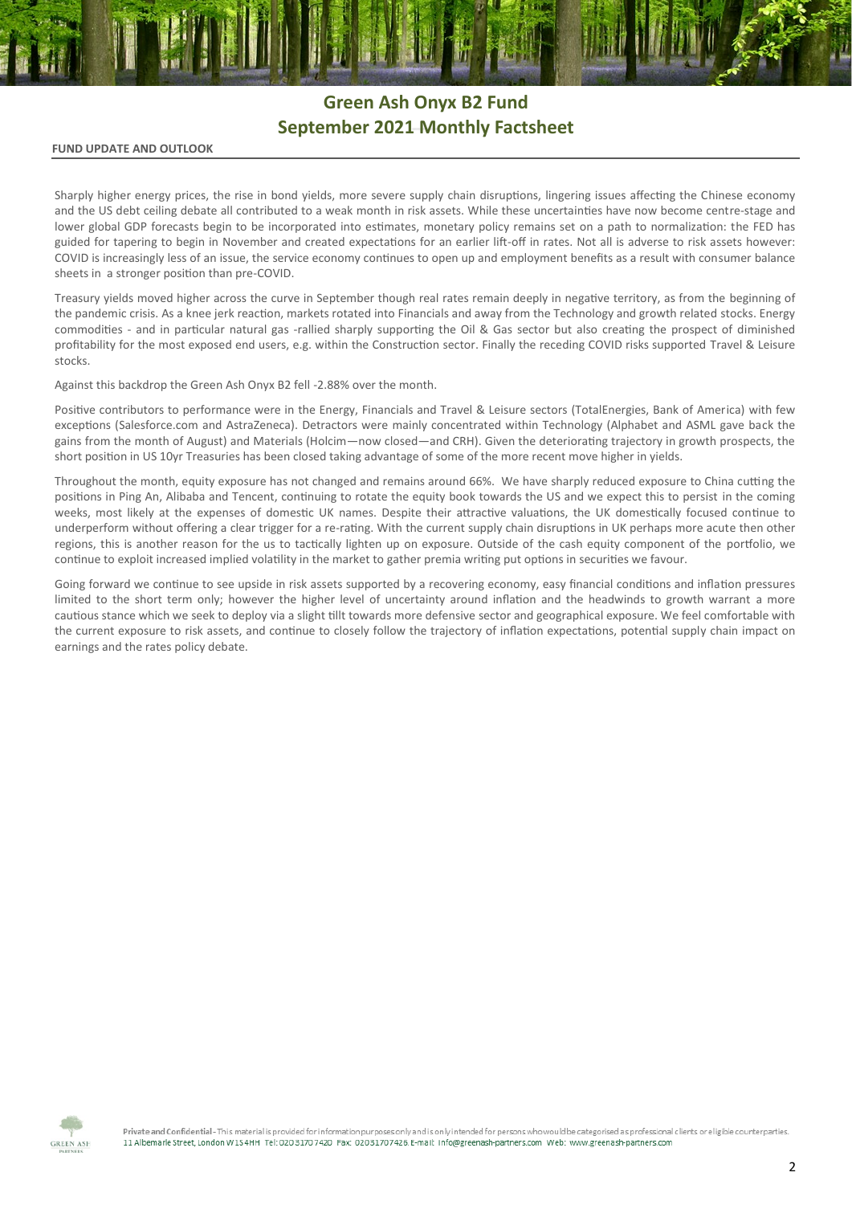# Green Ash Onyx B2 Fund
## September 2021 Monthly Factsheet

### FUND UPDATE AND OUTLOOK

Sharply higher energy prices, the rise in bond yields, more severe supply chain disruptions, lingering issues affecting the Chinese economy and the US debt ceiling debate all contributed to a weak month in risk assets. While these uncertainties have now become centre-stage and lower global GDP forecasts begin to be incorporated into estimates, monetary policy remains set on a path to normalization: the FED has guided for tapering to begin in November and created expectations for an earlier lift-off in rates. Not all is adverse to risk assets however: COVID is increasingly less of an issue, the service economy continues to open up and employment benefits as a result with consumer balance sheets in a stronger position than pre-COVID.

Treasury yields moved higher across the curve in September though real rates remain deeply in negative territory, as from the beginning of the pandemic crisis. As a knee jerk reaction, markets rotated into Financials and away from the Technology and growth related stocks. Energy commodities - and in particular natural gas -rallied sharply supporting the Oil & Gas sector but also creating the prospect of diminished profitability for the most exposed end users, e.g. within the Construction sector. Finally the receding COVID risks supported Travel & Leisure stocks.

Against this backdrop the Green Ash Onyx B2 fell -2.88% over the month.

Positive contributors to performance were in the Energy, Financials and Travel & Leisure sectors (TotalEnergies, Bank of America) with few exceptions (Salesforce.com and AstraZeneca). Detractors were mainly concentrated within Technology (Alphabet and ASML gave back the gains from the month of August) and Materials (Holcim—now closed—and CRH). Given the deteriorating trajectory in growth prospects, the short position in US 10yr Treasuries has been closed taking advantage of some of the more recent move higher in yields.

Throughout the month, equity exposure has not changed and remains around 66%. We have sharply reduced exposure to China cutting the positions in Ping An, Alibaba and Tencent, continuing to rotate the equity book towards the US and we expect this to persist in the coming weeks, most likely at the expenses of domestic UK names. Despite their attractive valuations, the UK domestically focused continue to underperform without offering a clear trigger for a re-rating. With the current supply chain disruptions in UK perhaps more acute then other regions, this is another reason for the us to tactically lighten up on exposure. Outside of the cash equity component of the portfolio, we continue to exploit increased implied volatility in the market to gather premia writing put options in securities we favour.

Going forward we continue to see upside in risk assets supported by a recovering economy, easy financial conditions and inflation pressures limited to the short term only; however the higher level of uncertainty around inflation and the headwinds to growth warrant a more cautious stance which we seek to deploy via a slight tillt towards more defensive sector and geographical exposure. We feel comfortable with the current exposure to risk assets, and continue to closely follow the trajectory of inflation expectations, potential supply chain impact on earnings and the rates policy debate.

**Private and Confidential** - This material is provided for information purposes only and is only intended for persons who would be categorised as professional clients or eligible counterparties.
11 Albemarle Street, London W1S 4HH Tel: 0203 170 7420 Fax: 0203 170 7426 E-mail: info@greenash-partners.com Web: www.greenash-partners.com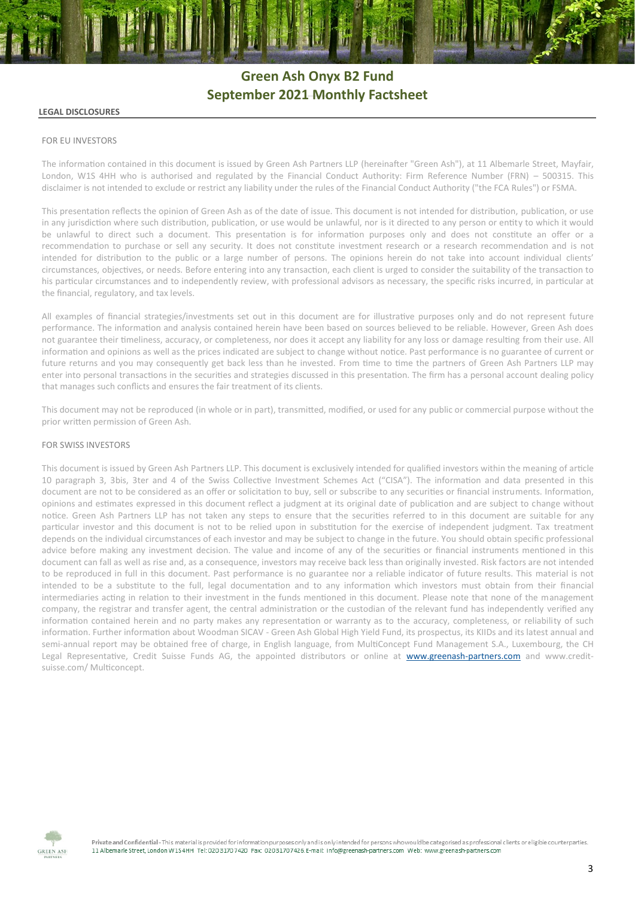# Green Ash Onyx B2 Fund
# September 2021 Monthly Factsheet

## LEGAL DISCLOSURES

### FOR EU INVESTORS

The information contained in this document is issued by Green Ash Partners LLP (hereinafter "Green Ash"), at 11 Albemarle Street, Mayfair, London, W1S 4HH who is authorised and regulated by the Financial Conduct Authority: Firm Reference Number (FRN) – 500315. This disclaimer is not intended to exclude or restrict any liability under the rules of the Financial Conduct Authority ("the FCA Rules") or FSMA.

This presentation reflects the opinion of Green Ash as of the date of issue. This document is not intended for distribution, publication, or use in any jurisdiction where such distribution, publication, or use would be unlawful, nor is it directed to any person or entity to which it would be unlawful to direct such a document. This presentation is for information purposes only and does not constitute an offer or a recommendation to purchase or sell any security. It does not constitute investment research or a research recommendation and is not intended for distribution to the public or a large number of persons. The opinions herein do not take into account individual clients' circumstances, objectives, or needs. Before entering into any transaction, each client is urged to consider the suitability of the transaction to his particular circumstances and to independently review, with professional advisors as necessary, the specific risks incurred, in particular at the financial, regulatory, and tax levels.

All examples of financial strategies/investments set out in this document are for illustrative purposes only and do not represent future performance. The information and analysis contained herein have been based on sources believed to be reliable. However, Green Ash does not guarantee their timeliness, accuracy, or completeness, nor does it accept any liability for any loss or damage resulting from their use. All information and opinions as well as the prices indicated are subject to change without notice. Past performance is no guarantee of current or future returns and you may consequently get back less than he invested. From time to time the partners of Green Ash Partners LLP may enter into personal transactions in the securities and strategies discussed in this presentation. The firm has a personal account dealing policy that manages such conflicts and ensures the fair treatment of its clients.

This document may not be reproduced (in whole or in part), transmitted, modified, or used for any public or commercial purpose without the prior written permission of Green Ash.

### FOR SWISS INVESTORS

This document is issued by Green Ash Partners LLP. This document is exclusively intended for qualified investors within the meaning of article 10 paragraph 3, 3bis, 3ter and 4 of the Swiss Collective Investment Schemes Act ("CISA"). The information and data presented in this document are not to be considered as an offer or solicitation to buy, sell or subscribe to any securities or financial instruments. Information, opinions and estimates expressed in this document reflect a judgment at its original date of publication and are subject to change without notice. Green Ash Partners LLP has not taken any steps to ensure that the securities referred to in this document are suitable for any particular investor and this document is not to be relied upon in substitution for the exercise of independent judgment. Tax treatment depends on the individual circumstances of each investor and may be subject to change in the future. You should obtain specific professional advice before making any investment decision. The value and income of any of the securities or financial instruments mentioned in this document can fall as well as rise and, as a consequence, investors may receive back less than originally invested. Risk factors are not intended to be reproduced in full in this document. Past performance is no guarantee nor a reliable indicator of future results. This material is not intended to be a substitute to the full, legal documentation and to any information which investors must obtain from their financial intermediaries acting in relation to their investment in the funds mentioned in this document. Please note that none of the management company, the registrar and transfer agent, the central administration or the custodian of the relevant fund has independently verified any information contained herein and no party makes any representation or warranty as to the accuracy, completeness, or reliability of such information. Further information about Woodman SICAV - Green Ash Global High Yield Fund, its prospectus, its KIIDs and its latest annual and semi-annual report may be obtained free of charge, in English language, from MultiConcept Fund Management S.A., Luxembourg, the CH Legal Representative, Credit Suisse Funds AG, the appointed distributors or online at www.greenash-partners.com and www.credit-suisse.com/ Multiconcept.